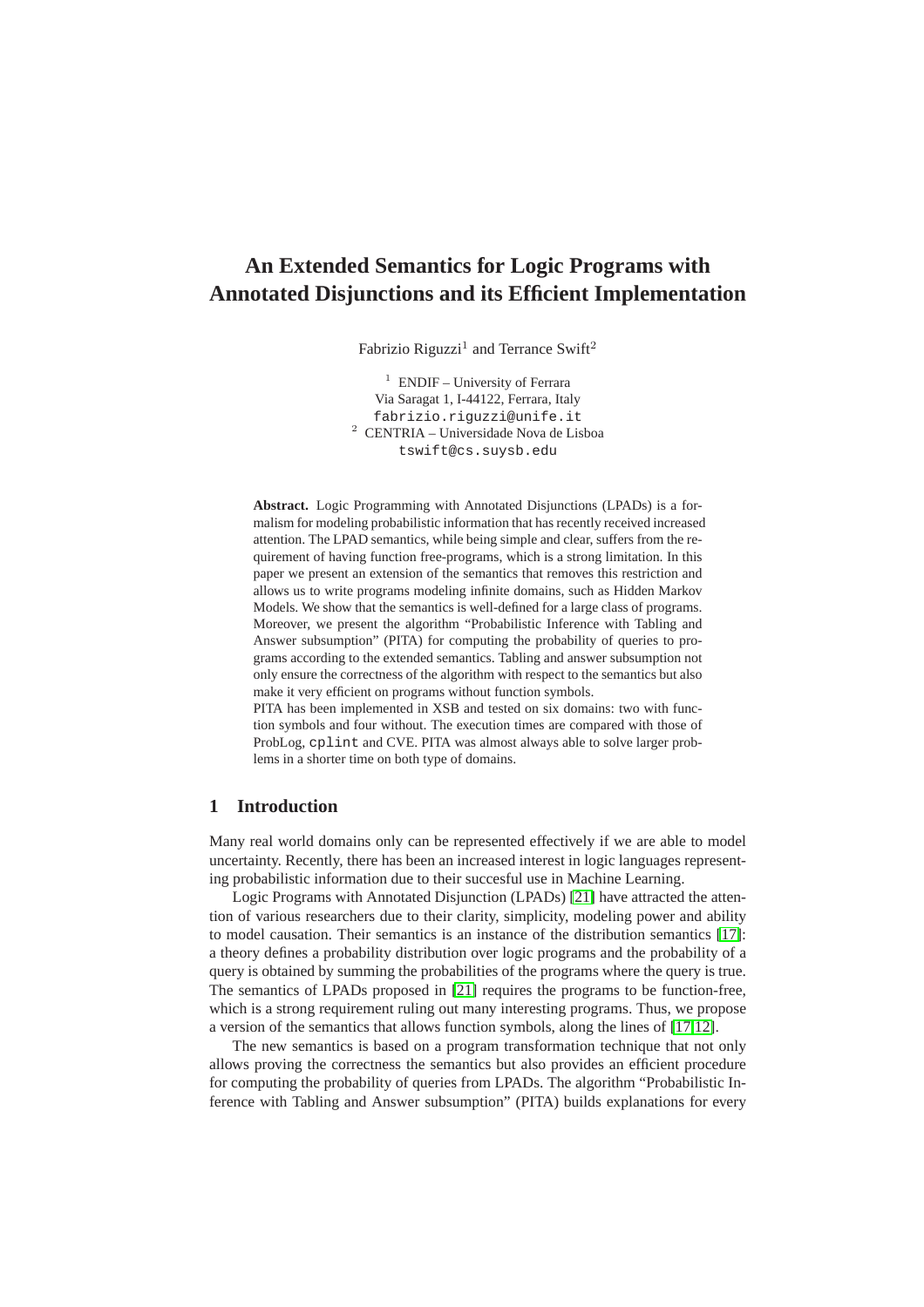# An Extended Semantics for Logic Programs with Annotated Disjunctions and its Efficient Implementation

Fabrizio Riguzzi[1] and Terrance Swift[2]

[1] ENDIF – University of Ferrara
Via Saragat 1, I-44122, Ferrara, Italy
fabrizio.riguzzi@unife.it
[2] CENTRIA – Universidade Nova de Lisboa
tswift@cs.suysb.edu

**Abstract.** Logic Programming with Annotated Disjunctions (LPADs) is a formalism for modeling probabilistic information that has recently received increased attention. The LPAD semantics, while being simple and clear, suffers from the requirement of having function free-programs, which is a strong limitation. In this paper we present an extension of the semantics that removes this restriction and allows us to write programs modeling infinite domains, such as Hidden Markov Models. We show that the semantics is well-defined for a large class of programs. Moreover, we present the algorithm "Probabilistic Inference with Tabling and Answer subsumption" (PITA) for computing the probability of queries to programs according to the extended semantics. Tabling and answer subsumption not only ensure the correctness of the algorithm with respect to the semantics but also make it very efficient on programs without function symbols.
PITA has been implemented in XSB and tested on six domains: two with function symbols and four without. The execution times are compared with those of ProbLog, cplint and CVE. PITA was almost always able to solve larger problems in a shorter time on both type of domains.

## 1 Introduction

Many real world domains only can be represented effectively if we are able to model uncertainty. Recently, there has been an increased interest in logic languages representing probabilistic information due to their succesful use in Machine Learning.

Logic Programs with Annotated Disjunction (LPADs) [21] have attracted the attention of various researchers due to their clarity, simplicity, modeling power and ability to model causation. Their semantics is an instance of the distribution semantics [17]: a theory defines a probability distribution over logic programs and the probability of a query is obtained by summing the probabilities of the programs where the query is true. The semantics of LPADs proposed in [21] requires the programs to be function-free, which is a strong requirement ruling out many interesting programs. Thus, we propose a version of the semantics that allows function symbols, along the lines of [17,12].

The new semantics is based on a program transformation technique that not only allows proving the correctness the semantics but also provides an efficient procedure for computing the probability of queries from LPADs. The algorithm "Probabilistic Inference with Tabling and Answer subsumption" (PITA) builds explanations for every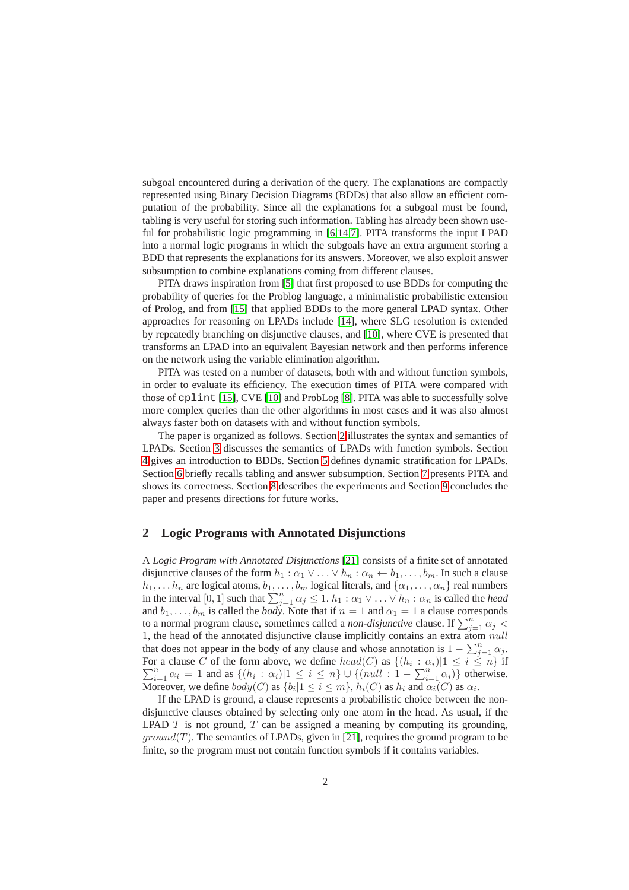subgoal encountered during a derivation of the query. The explanations are compactly represented using Binary Decision Diagrams (BDDs) that also allow an efficient computation of the probability. Since all the explanations for a subgoal must be found, tabling is very useful for storing such information. Tabling has already been shown useful for probabilistic logic programming in [6,14,7]. PITA transforms the input LPAD into a normal logic programs in which the subgoals have an extra argument storing a BDD that represents the explanations for its answers. Moreover, we also exploit answer subsumption to combine explanations coming from different clauses.

PITA draws inspiration from [5] that first proposed to use BDDs for computing the probability of queries for the Problog language, a minimalistic probabilistic extension of Prolog, and from [15] that applied BDDs to the more general LPAD syntax. Other approaches for reasoning on LPADs include [14], where SLG resolution is extended by repeatedly branching on disjunctive clauses, and [10], where CVE is presented that transforms an LPAD into an equivalent Bayesian network and then performs inference on the network using the variable elimination algorithm.

PITA was tested on a number of datasets, both with and without function symbols, in order to evaluate its efficiency. The execution times of PITA were compared with those of `cplint` [15], CVE [10] and ProbLog [8]. PITA was able to successfully solve more complex queries than the other algorithms in most cases and it was also almost always faster both on datasets with and without function symbols.

The paper is organized as follows. Section 2 illustrates the syntax and semantics of LPADs. Section 3 discusses the semantics of LPADs with function symbols. Section 4 gives an introduction to BDDs. Section 5 defines dynamic stratification for LPADs. Section 6 briefly recalls tabling and answer subsumption. Section 7 presents PITA and shows its correctness. Section 8 describes the experiments and Section 9 concludes the paper and presents directions for future works.

## 2 Logic Programs with Annotated Disjunctions

A *Logic Program with Annotated Disjunctions* [21] consists of a finite set of annotated disjunctive clauses of the form $h_1 : \alpha_1 \vee \ldots \vee h_n : \alpha_n \leftarrow b_1, \ldots, b_m$. In such a clause $h_1, \ldots h_n$ are logical atoms, $b_1, \ldots, b_m$ logical literals, and $\{\alpha_1, \ldots, \alpha_n\}$ real numbers in the interval $[0, 1]$ such that $\sum_{j=1}^{n} \alpha_j \leq 1$. $h_1 : \alpha_1 \vee \ldots \vee h_n : \alpha_n$ is called the *head* and $b_1, \ldots, b_m$ is called the *body*. Note that if $n = 1$ and $\alpha_1 = 1$ a clause corresponds to a normal program clause, sometimes called a *non-disjunctive* clause. If $\sum_{j=1}^{n} \alpha_j < 1$, the head of the annotated disjunctive clause implicitly contains an extra atom $null$ that does not appear in the body of any clause and whose annotation is $1 - \sum_{j=1}^{n} \alpha_j$. For a clause $C$ of the form above, we define $head(C)$ as $\{(h_i : \alpha_i)|1 \leq i \leq n\}$ if $\sum_{i=1}^{n} \alpha_i = 1$ and as $\{(h_i : \alpha_i)|1 \leq i \leq n\} \cup \{(null : 1 - \sum_{i=1}^{n} \alpha_i)\}$ otherwise. Moreover, we define $body(C)$ as $\{b_i|1 \leq i \leq m\}$, $h_i(C)$ as $h_i$ and $\alpha_i(C)$ as $\alpha_i$.

If the LPAD is ground, a clause represents a probabilistic choice between the non-disjunctive clauses obtained by selecting only one atom in the head. As usual, if the LPAD $T$ is not ground, $T$ can be assigned a meaning by computing its grounding, $ground(T)$. The semantics of LPADs, given in [21], requires the ground program to be finite, so the program must not contain function symbols if it contains variables.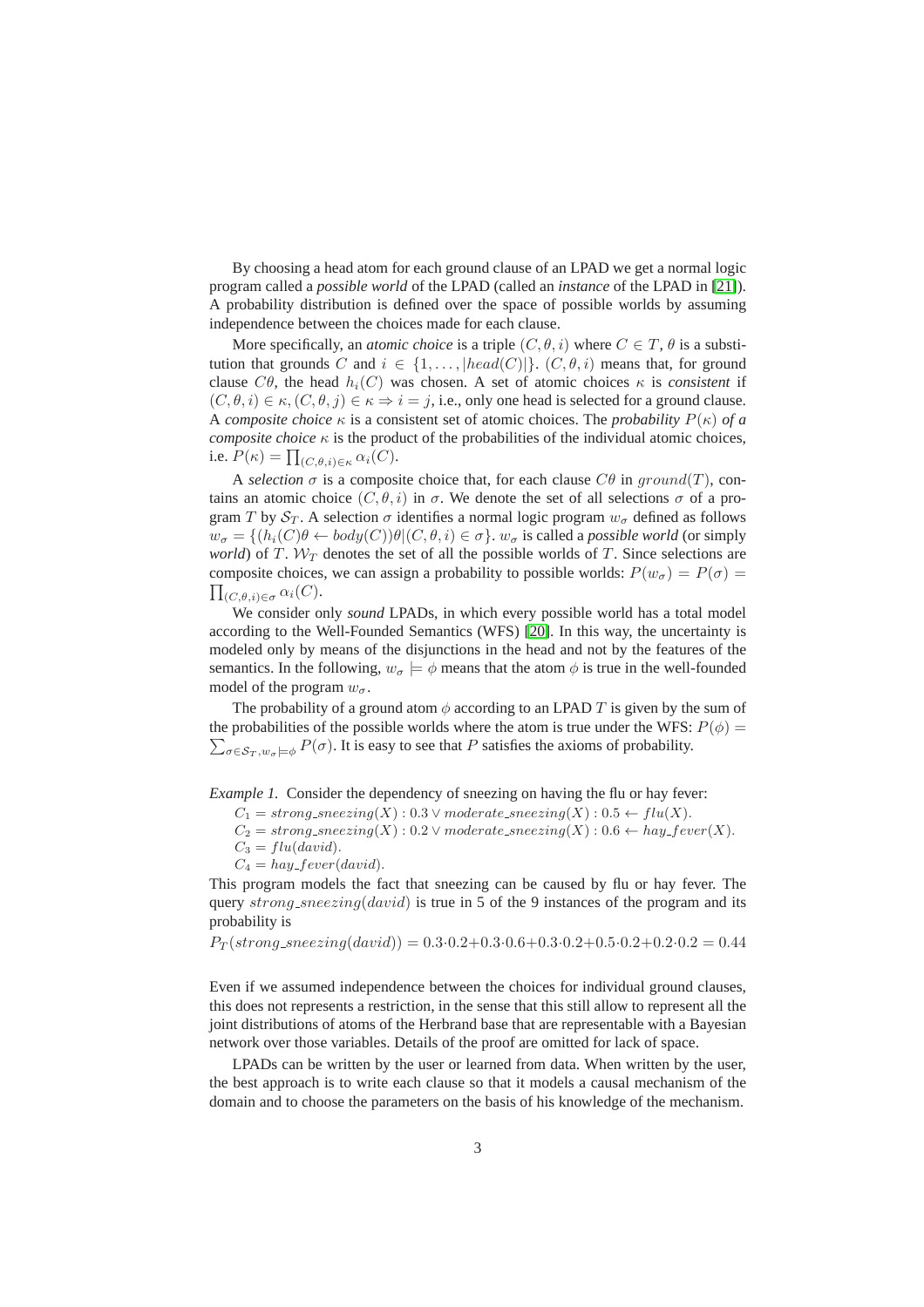By choosing a head atom for each ground clause of an LPAD we get a normal logic program called a *possible world* of the LPAD (called an *instance* of the LPAD in [21]). A probability distribution is defined over the space of possible worlds by assuming independence between the choices made for each clause.

More specifically, an *atomic choice* is a triple $(C, \theta, i)$ where $C \in T$, $\theta$ is a substitution that grounds $C$ and $i \in \{1, \ldots, |head(C)|\}$. $(C, \theta, i)$ means that, for ground clause $C\theta$, the head $h_i(C)$ was chosen. A set of atomic choices $\kappa$ is *consistent* if $(C, \theta, i) \in \kappa, (C, \theta, j) \in \kappa \Rightarrow i = j$, i.e., only one head is selected for a ground clause. A *composite choice* $\kappa$ is a consistent set of atomic choices. The *probability* $P(\kappa)$ *of a composite choice* $\kappa$ is the product of the probabilities of the individual atomic choices, i.e. $P(\kappa) = \prod_{(C,\theta,i)\in\kappa} \alpha_i(C)$.

A *selection* $\sigma$ is a composite choice that, for each clause $C\theta$ in $ground(T)$, contains an atomic choice $(C, \theta, i)$ in $\sigma$. We denote the set of all selections $\sigma$ of a program $T$ by $\mathcal{S}_T$. A selection $\sigma$ identifies a normal logic program $w_\sigma$ defined as follows $w_\sigma = \{(h_i(C)\theta \leftarrow body(C))\theta | (C, \theta, i) \in \sigma\}$. $w_\sigma$ is called a *possible world* (or simply *world*) of $T$. $\mathcal{W}_T$ denotes the set of all the possible worlds of $T$. Since selections are composite choices, we can assign a probability to possible worlds: $P(w_\sigma) = P(\sigma) = \prod_{(C,\theta,i)\in\sigma} \alpha_i(C)$.

We consider only *sound* LPADs, in which every possible world has a total model according to the Well-Founded Semantics (WFS) [20]. In this way, the uncertainty is modeled only by means of the disjunctions in the head and not by the features of the semantics. In the following, $w_\sigma \models \phi$ means that the atom $\phi$ is true in the well-founded model of the program $w_\sigma$.

The probability of a ground atom $\phi$ according to an LPAD $T$ is given by the sum of the probabilities of the possible worlds where the atom is true under the WFS: $P(\phi) = \sum_{\sigma\in\mathcal{S}_T, w_\sigma\models\phi} P(\sigma)$. It is easy to see that $P$ satisfies the axioms of probability.

*Example 1.* Consider the dependency of sneezing on having the flu or hay fever:

$C_1 = strong\_sneezing(X) : 0.3 \vee moderate\_sneezing(X) : 0.5 \leftarrow flu(X).$
$C_2 = strong\_sneezing(X) : 0.2 \vee moderate\_sneezing(X) : 0.6 \leftarrow hay\_fever(X).$
$C_3 = flu(david).$
$C_4 = hay\_fever(david).$

This program models the fact that sneezing can be caused by flu or hay fever. The query $strong\_sneezing(david)$ is true in 5 of the 9 instances of the program and its probability is

$$P_T(strong\_sneezing(david)) = 0.3{\cdot}0.2 + 0.3{\cdot}0.6 + 0.3{\cdot}0.2 + 0.5{\cdot}0.2 + 0.2{\cdot}0.2 = 0.44$$

Even if we assumed independence between the choices for individual ground clauses, this does not represents a restriction, in the sense that this still allow to represent all the joint distributions of atoms of the Herbrand base that are representable with a Bayesian network over those variables. Details of the proof are omitted for lack of space.

LPADs can be written by the user or learned from data. When written by the user, the best approach is to write each clause so that it models a causal mechanism of the domain and to choose the parameters on the basis of his knowledge of the mechanism.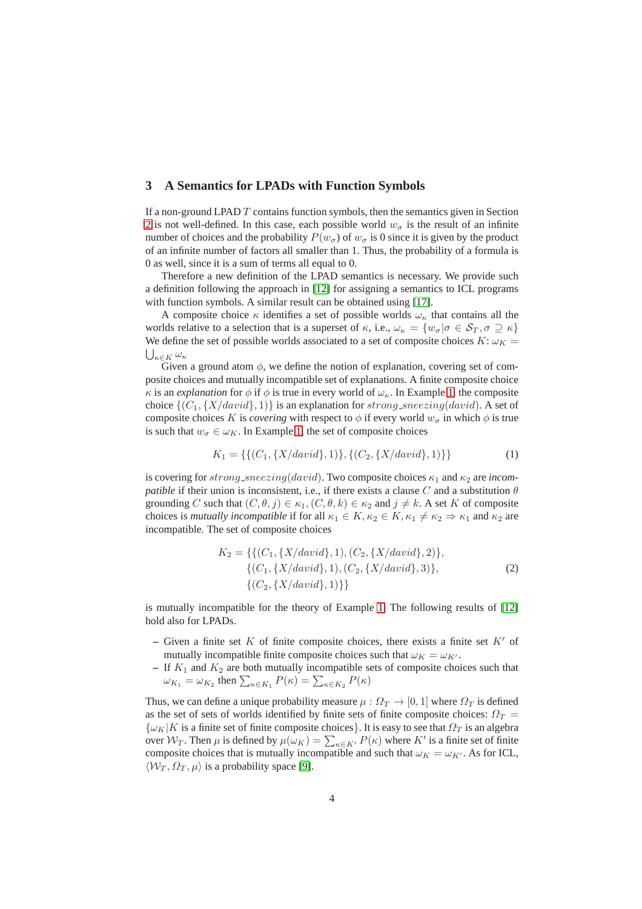## 3 A Semantics for LPADs with Function Symbols

If a non-ground LPAD $T$ contains function symbols, then the semantics given in Section 2 is not well-defined. In this case, each possible world $w_\sigma$ is the result of an infinite number of choices and the probability $P(w_\sigma)$ of $w_\sigma$ is 0 since it is given by the product of an infinite number of factors all smaller than 1. Thus, the probability of a formula is 0 as well, since it is a sum of terms all equal to 0.

Therefore a new definition of the LPAD semantics is necessary. We provide such a definition following the approach in [12] for assigning a semantics to ICL programs with function symbols. A similar result can be obtained using [17].

A composite choice $\kappa$ identifies a set of possible worlds $\omega_\kappa$ that contains all the worlds relative to a selection that is a superset of $\kappa$, i.e., $\omega_\kappa = \{w_\sigma | \sigma \in \mathcal{S}_T, \sigma \supseteq \kappa\}$ We define the set of possible worlds associated to a set of composite choices $K$: $\omega_K = \bigcup_{\kappa \in K} \omega_\kappa$

Given a ground atom $\phi$, we define the notion of explanation, covering set of composite choices and mutually incompatible set of explanations. A finite composite choice $\kappa$ is an *explanation* for $\phi$ if $\phi$ is true in every world of $\omega_\kappa$. In Example 1, the composite choice $\{(C_1, \{X/david\}, 1)\}$ is an explanation for $strong\_sneezing(david)$. A set of composite choices $K$ is *covering* with respect to $\phi$ if every world $w_\sigma$ in which $\phi$ is true is such that $w_\sigma \in \omega_K$. In Example 1, the set of composite choices

$$K_1 = \{\{(C_1, \{X/david\}, 1)\}, \{(C_2, \{X/david\}, 1)\}\} \tag{1}$$

is covering for $strong\_sneezing(david)$. Two composite choices $\kappa_1$ and $\kappa_2$ are *incompatible* if their union is inconsistent, i.e., if there exists a clause $C$ and a substitution $\theta$ grounding $C$ such that $(C, \theta, j) \in \kappa_1, (C, \theta, k) \in \kappa_2$ and $j \neq k$. A set $K$ of composite choices is *mutually incompatible* if for all $\kappa_1 \in K, \kappa_2 \in K, \kappa_1 \neq \kappa_2 \Rightarrow \kappa_1$ and $\kappa_2$ are incompatible. The set of composite choices

$$\begin{aligned} K_2 = \{&\{(C_1, \{X/david\}, 1), (C_2, \{X/david\}, 2)\}, \\ &\{(C_1, \{X/david\}, 1), (C_2, \{X/david\}, 3)\}, \\ &\{(C_2, \{X/david\}, 1)\}\} \end{aligned} \tag{2}$$

is mutually incompatible for the theory of Example 1. The following results of [12] hold also for LPADs.

- Given a finite set $K$ of finite composite choices, there exists a finite set $K'$ of mutually incompatible finite composite choices such that $\omega_K = \omega_{K'}$.
- If $K_1$ and $K_2$ are both mutually incompatible sets of composite choices such that $\omega_{K_1} = \omega_{K_2}$ then $\sum_{\kappa \in K_1} P(\kappa) = \sum_{\kappa \in K_2} P(\kappa)$

Thus, we can define a unique probability measure $\mu : \Omega_T \to [0, 1]$ where $\Omega_T$ is defined as the set of sets of worlds identified by finite sets of finite composite choices: $\Omega_T = \{\omega_K | K \text{ is a finite set of finite composite choices}\}$. It is easy to see that $\Omega_T$ is an algebra over $\mathcal{W}_T$. Then $\mu$ is defined by $\mu(\omega_K) = \sum_{\kappa \in K'} P(\kappa)$ where $K'$ is a finite set of finite composite choices that is mutually incompatible and such that $\omega_K = \omega_{K'}$. As for ICL, $\langle \mathcal{W}_T, \Omega_T, \mu \rangle$ is a probability space [9].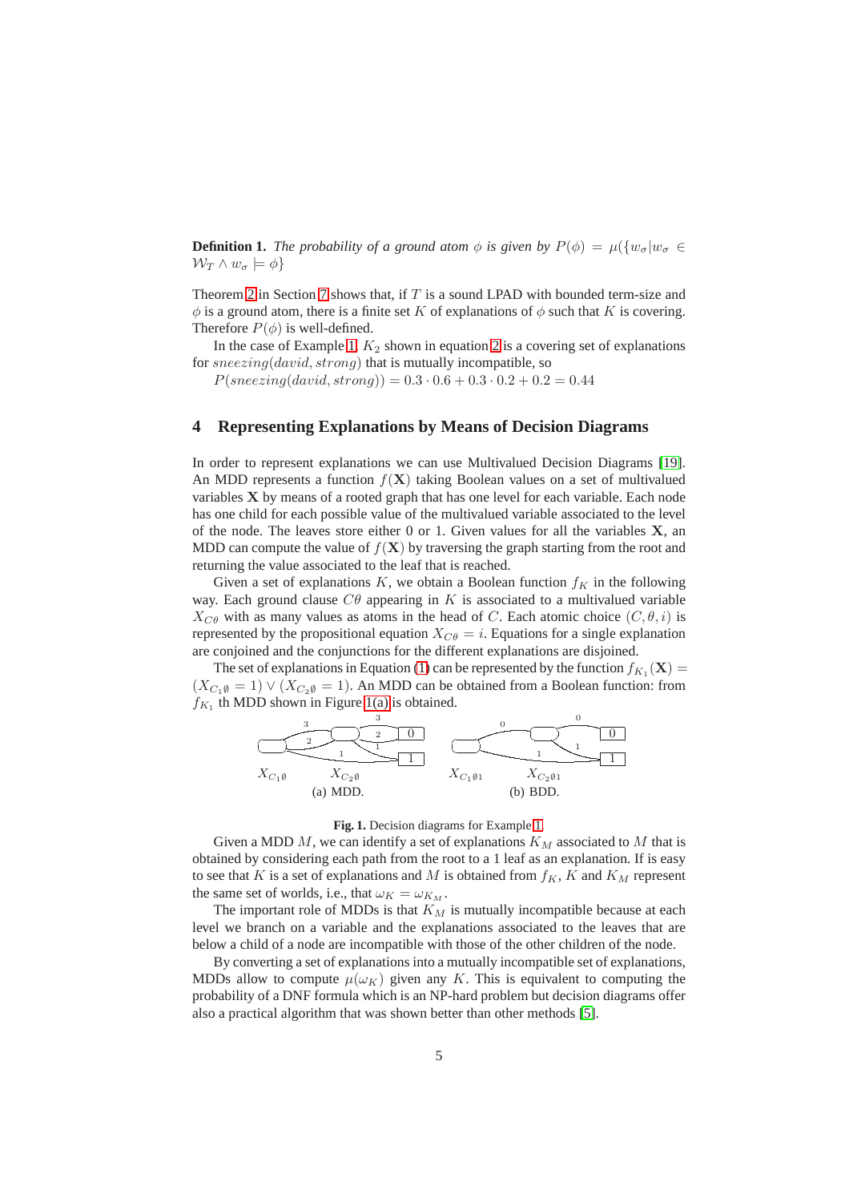**Definition 1.** *The probability of a ground atom $\phi$ is given by $P(\phi) = \mu(\{w_\sigma | w_\sigma \in \mathcal{W}_T \wedge w_\sigma \models \phi\}$*

Theorem 2 in Section 7 shows that, if $T$ is a sound LPAD with bounded term-size and $\phi$ is a ground atom, there is a finite set $K$ of explanations of $\phi$ such that $K$ is covering. Therefore $P(\phi)$ is well-defined.

In the case of Example 1, $K_2$ shown in equation 2 is a covering set of explanations for $sneezing(david, strong)$ that is mutually incompatible, so

$P(sneezing(david, strong)) = 0.3 \cdot 0.6 + 0.3 \cdot 0.2 + 0.2 = 0.44$

## 4 Representing Explanations by Means of Decision Diagrams

In order to represent explanations we can use Multivalued Decision Diagrams [19]. An MDD represents a function $f(\mathbf{X})$ taking Boolean values on a set of multivalued variables $\mathbf{X}$ by means of a rooted graph that has one level for each variable. Each node has one child for each possible value of the multivalued variable associated to the level of the node. The leaves store either 0 or 1. Given values for all the variables $\mathbf{X}$, an MDD can compute the value of $f(\mathbf{X})$ by traversing the graph starting from the root and returning the value associated to the leaf that is reached.

Given a set of explanations $K$, we obtain a Boolean function $f_K$ in the following way. Each ground clause $C\theta$ appearing in $K$ is associated to a multivalued variable $X_{C\theta}$ with as many values as atoms in the head of $C$. Each atomic choice $(C, \theta, i)$ is represented by the propositional equation $X_{C\theta} = i$. Equations for a single explanation are conjoined and the conjunctions for the different explanations are disjoined.

The set of explanations in Equation (1) can be represented by the function $f_{K_1}(\mathbf{X}) = (X_{C_1\emptyset} = 1) \vee (X_{C_2\emptyset} = 1)$. An MDD can be obtained from a Boolean function: from $f_{K_1}$ th MDD shown in Figure 1(a) is obtained.

(a) MDD. (b) BDD.

**Fig. 1.** Decision diagrams for Example 1.

Given a MDD $M$, we can identify a set of explanations $K_M$ associated to $M$ that is obtained by considering each path from the root to a 1 leaf as an explanation. If is easy to see that $K$ is a set of explanations and $M$ is obtained from $f_K$, $K$ and $K_M$ represent the same set of worlds, i.e., that $\omega_K = \omega_{K_M}$.

The important role of MDDs is that $K_M$ is mutually incompatible because at each level we branch on a variable and the explanations associated to the leaves that are below a child of a node are incompatible with those of the other children of the node.

By converting a set of explanations into a mutually incompatible set of explanations, MDDs allow to compute $\mu(\omega_K)$ given any $K$. This is equivalent to computing the probability of a DNF formula which is an NP-hard problem but decision diagrams offer also a practical algorithm that was shown better than other methods [5].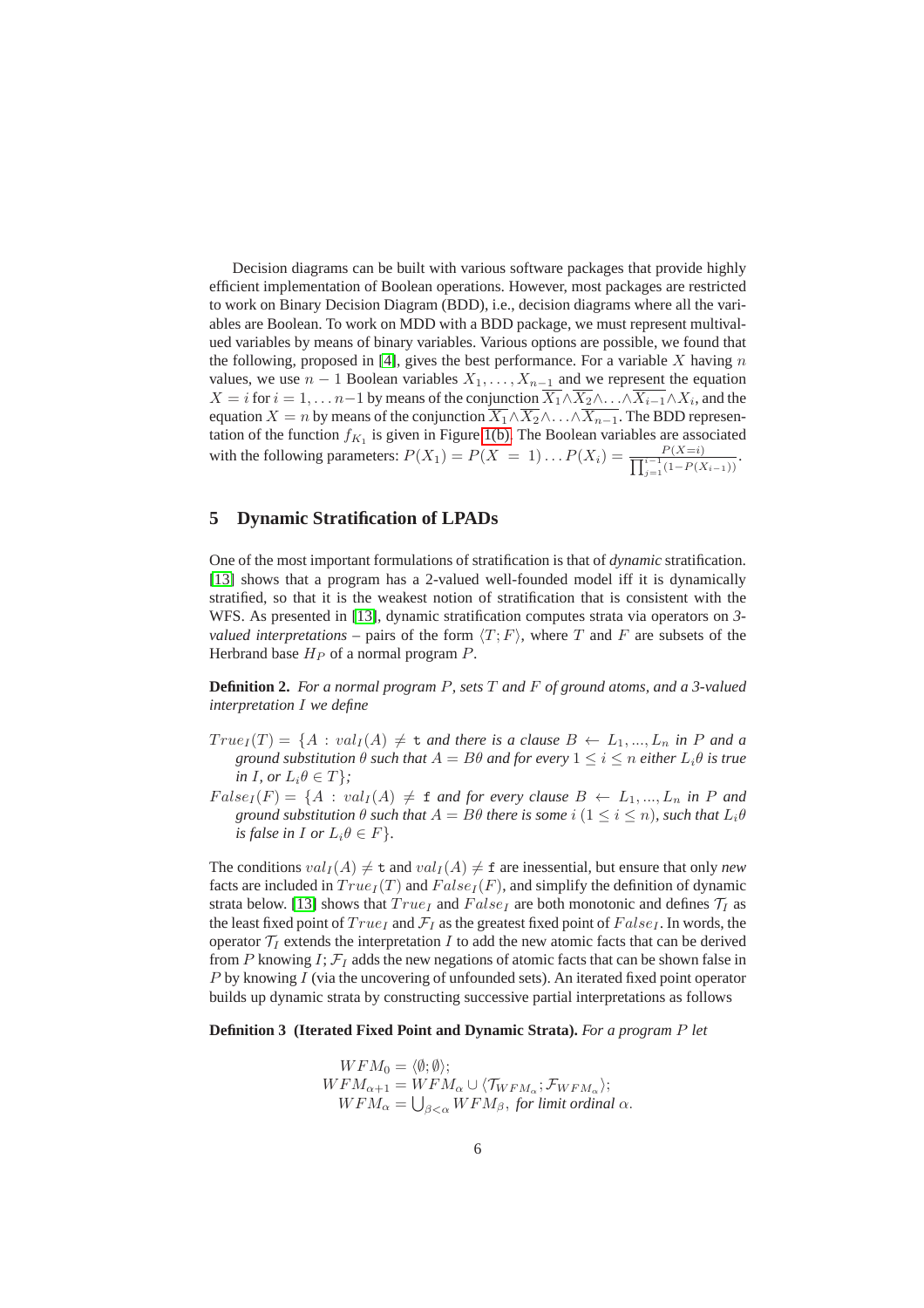Decision diagrams can be built with various software packages that provide highly efficient implementation of Boolean operations. However, most packages are restricted to work on Binary Decision Diagram (BDD), i.e., decision diagrams where all the variables are Boolean. To work on MDD with a BDD package, we must represent multivalued variables by means of binary variables. Various options are possible, we found that the following, proposed in [4], gives the best performance. For a variable $X$ having $n$ values, we use $n-1$ Boolean variables $X_1, \ldots, X_{n-1}$ and we represent the equation $X = i$ for $i = 1, \ldots n-1$ by means of the conjunction $\overline{X_1} \wedge \overline{X_2} \wedge \ldots \wedge \overline{X_{i-1}} \wedge X_i$, and the equation $X = n$ by means of the conjunction $\overline{X_1} \wedge \overline{X_2} \wedge \ldots \wedge \overline{X_{n-1}}$. The BDD representation of the function $f_{K_1}$ is given in Figure 1(b). The Boolean variables are associated with the following parameters: $P(X_1) = P(X = 1) \ldots P(X_i) = \frac{P(X=i)}{\prod_{j=1}^{i-1}(1-P(X_{i-1}))}$.

## 5 Dynamic Stratification of LPADs

One of the most important formulations of stratification is that of *dynamic* stratification. [13] shows that a program has a 2-valued well-founded model iff it is dynamically stratified, so that it is the weakest notion of stratification that is consistent with the WFS. As presented in [13], dynamic stratification computes strata via operators on *3-valued interpretations* – pairs of the form $\langle T; F \rangle$, where $T$ and $F$ are subsets of the Herbrand base $H_P$ of a normal program $P$.

**Definition 2.** *For a normal program $P$, sets $T$ and $F$ of ground atoms, and a 3-valued interpretation $I$ we define*

$True_I(T) = \{A : val_I(A) \neq \mathtt{t}$ *and there is a clause* $B \leftarrow L_1, ..., L_n$ *in* $P$ *and a ground substitution* $\theta$ *such that* $A = B\theta$ *and for every* $1 \leq i \leq n$ *either* $L_i\theta$ *is true in* $I$*, or* $L_i\theta \in T\}$*;*

$False_I(F) = \{A : val_I(A) \neq \mathtt{f}$ *and for every clause* $B \leftarrow L_1, ..., L_n$ *in* $P$ *and ground substitution* $\theta$ *such that* $A = B\theta$ *there is some* $i$ $(1 \leq i \leq n)$*, such that* $L_i\theta$ *is false in* $I$ *or* $L_i\theta \in F\}$.

The conditions $val_I(A) \neq \mathtt{t}$ and $val_I(A) \neq \mathtt{f}$ are inessential, but ensure that only *new* facts are included in $True_I(T)$ and $False_I(F)$, and simplify the definition of dynamic strata below. [13] shows that $True_I$ and $False_I$ are both monotonic and defines $\mathcal{T}_I$ as the least fixed point of $True_I$ and $\mathcal{F}_I$ as the greatest fixed point of $False_I$. In words, the operator $\mathcal{T}_I$ extends the interpretation $I$ to add the new atomic facts that can be derived from $P$ knowing $I$; $\mathcal{F}_I$ adds the new negations of atomic facts that can be shown false in $P$ by knowing $I$ (via the uncovering of unfounded sets). An iterated fixed point operator builds up dynamic strata by constructing successive partial interpretations as follows

**Definition 3 (Iterated Fixed Point and Dynamic Strata).** *For a program $P$ let*

$$
\begin{aligned}
WFM_0 &= \langle \emptyset; \emptyset \rangle; \\
WFM_{\alpha+1} &= WFM_\alpha \cup \langle \mathcal{T}_{WFM_\alpha}; \mathcal{F}_{WFM_\alpha} \rangle; \\
WFM_\alpha &= \bigcup_{\beta < \alpha} WFM_\beta, \text{ for limit ordinal } \alpha.
\end{aligned}
$$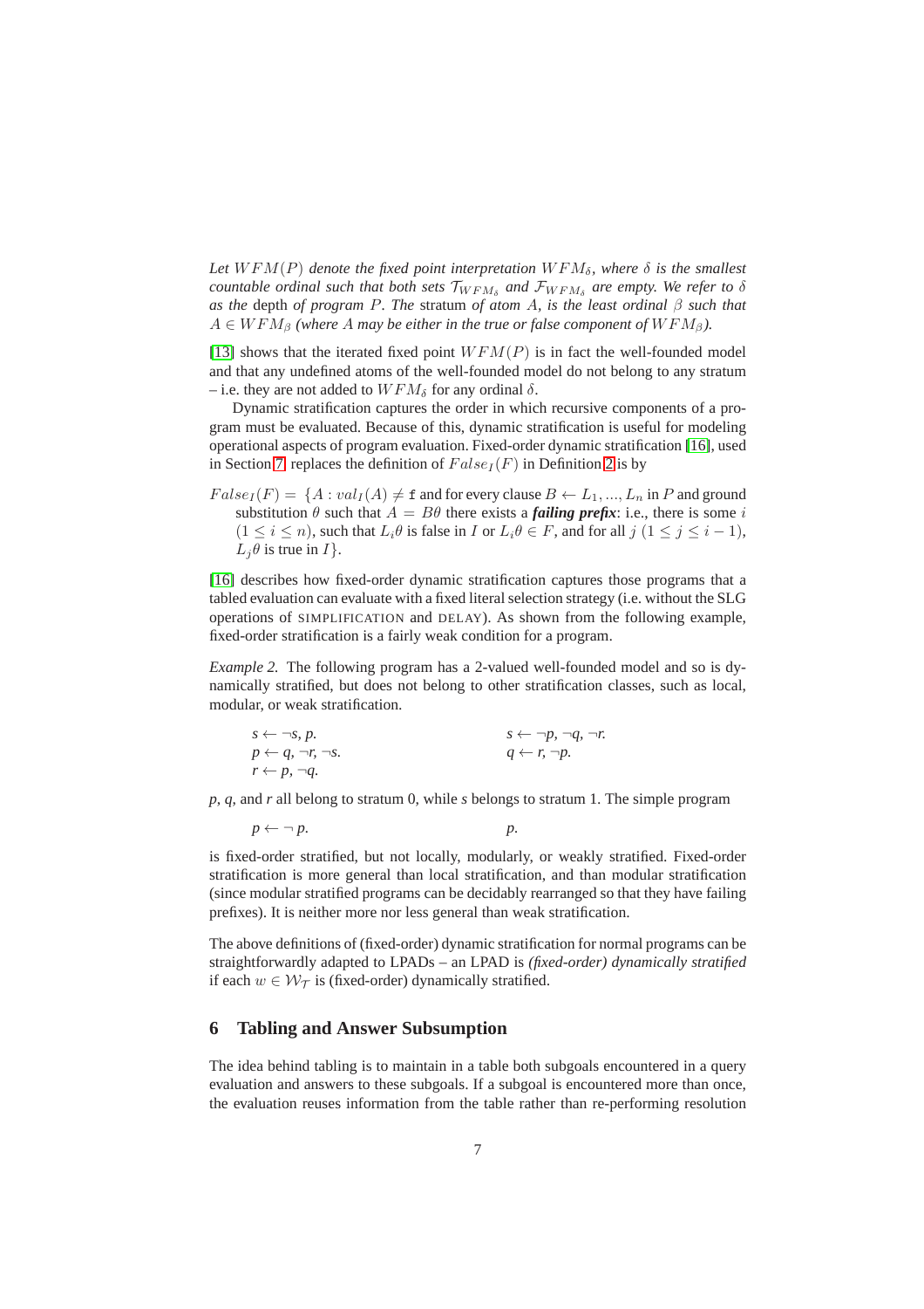*Let $WFM(P)$ denote the fixed point interpretation $WFM_\delta$, where $\delta$ is the smallest countable ordinal such that both sets $\mathcal{T}_{WFM_\delta}$ and $\mathcal{F}_{WFM_\delta}$ are empty. We refer to $\delta$ as the* depth *of program $P$. The* stratum *of atom $A$, is the least ordinal $\beta$ such that $A \in WFM_\beta$ (where $A$ may be either in the true or false component of $WFM_\beta$).*

[13] shows that the iterated fixed point $WFM(P)$ is in fact the well-founded model and that any undefined atoms of the well-founded model do not belong to any stratum – i.e. they are not added to $WFM_\delta$ for any ordinal $\delta$.

Dynamic stratification captures the order in which recursive components of a program must be evaluated. Because of this, dynamic stratification is useful for modeling operational aspects of program evaluation. Fixed-order dynamic stratification [16], used in Section 7, replaces the definition of $False_I(F)$ in Definition 2 is by

$False_I(F) = \{A : val_I(A) \neq \mathtt{f}$ and for every clause $B \leftarrow L_1, ..., L_n$ in $P$ and ground substitution $\theta$ such that $A = B\theta$ there exists a ***failing prefix***: i.e., there is some $i$ $(1 \leq i \leq n)$, such that $L_i\theta$ is false in $I$ or $L_i\theta \in F$, and for all $j$ $(1 \leq j \leq i-1)$, $L_j\theta$ is true in $I\}$.

[16] describes how fixed-order dynamic stratification captures those programs that a tabled evaluation can evaluate with a fixed literal selection strategy (i.e. without the SLG operations of SIMPLIFICATION and DELAY). As shown from the following example, fixed-order stratification is a fairly weak condition for a program.

*Example 2.* The following program has a 2-valued well-founded model and so is dynamically stratified, but does not belong to other stratification classes, such as local, modular, or weak stratification.

*s* ← ¬*s*, *p*.
*s* ← ¬*p*, ¬*q*, ¬*r*.
*p* ← *q*, ¬*r*, ¬*s*.
*q* ← *r*, ¬*p*.
*r* ← *p*, ¬*q*.

*p*, *q*, and *r* all belong to stratum 0, while *s* belongs to stratum 1. The simple program

*p* ← ¬ *p*.
*p*.

is fixed-order stratified, but not locally, modularly, or weakly stratified. Fixed-order stratification is more general than local stratification, and than modular stratification (since modular stratified programs can be decidably rearranged so that they have failing prefixes). It is neither more nor less general than weak stratification.

The above definitions of (fixed-order) dynamic stratification for normal programs can be straightforwardly adapted to LPADs – an LPAD is *(fixed-order) dynamically stratified* if each $w \in \mathcal{W}_\mathcal{T}$ is (fixed-order) dynamically stratified.

## 6 Tabling and Answer Subsumption

The idea behind tabling is to maintain in a table both subgoals encountered in a query evaluation and answers to these subgoals. If a subgoal is encountered more than once, the evaluation reuses information from the table rather than re-performing resolution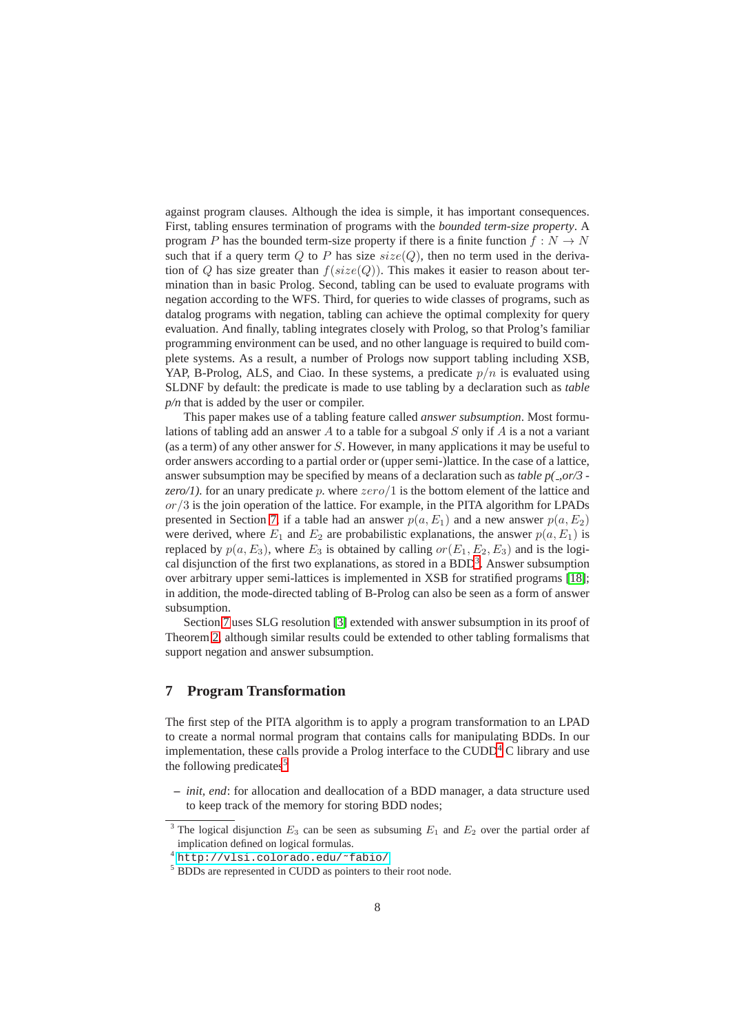against program clauses. Although the idea is simple, it has important consequences. First, tabling ensures termination of programs with the *bounded term-size property*. A program $P$ has the bounded term-size property if there is a finite function $f : N \rightarrow N$ such that if a query term $Q$ to $P$ has size $size(Q)$, then no term used in the derivation of $Q$ has size greater than $f(size(Q))$. This makes it easier to reason about termination than in basic Prolog. Second, tabling can be used to evaluate programs with negation according to the WFS. Third, for queries to wide classes of programs, such as datalog programs with negation, tabling can achieve the optimal complexity for query evaluation. And finally, tabling integrates closely with Prolog, so that Prolog's familiar programming environment can be used, and no other language is required to build complete systems. As a result, a number of Prologs now support tabling including XSB, YAP, B-Prolog, ALS, and Ciao. In these systems, a predicate $p/n$ is evaluated using SLDNF by default: the predicate is made to use tabling by a declaration such as *table p/n* that is added by the user or compiler.

This paper makes use of a tabling feature called *answer subsumption*. Most formulations of tabling add an answer $A$ to a table for a subgoal $S$ only if $A$ is a not a variant (as a term) of any other answer for $S$. However, in many applications it may be useful to order answers according to a partial order or (upper semi-)lattice. In the case of a lattice, answer subsumption may be specified by means of a declaration such as *table p(_,or/3 - zero/1).* for an unary predicate $p$. where $zero/1$ is the bottom element of the lattice and $or/3$ is the join operation of the lattice. For example, in the PITA algorithm for LPADs presented in Section 7, if a table had an answer $p(a, E_1)$ and a new answer $p(a, E_2)$ were derived, where $E_1$ and $E_2$ are probabilistic explanations, the answer $p(a, E_1)$ is replaced by $p(a, E_3)$, where $E_3$ is obtained by calling $or(E_1, E_2, E_3)$ and is the logical disjunction of the first two explanations, as stored in a BDD[3]. Answer subsumption over arbitrary upper semi-lattices is implemented in XSB for stratified programs [18]; in addition, the mode-directed tabling of B-Prolog can also be seen as a form of answer subsumption.

Section 7 uses SLG resolution [3] extended with answer subsumption in its proof of Theorem 2, although similar results could be extended to other tabling formalisms that support negation and answer subsumption.

## 7 Program Transformation

The first step of the PITA algorithm is to apply a program transformation to an LPAD to create a normal normal program that contains calls for manipulating BDDs. In our implementation, these calls provide a Prolog interface to the CUDD[4] C library and use the following predicates[5]

- *init, end*: for allocation and deallocation of a BDD manager, a data structure used to keep track of the memory for storing BDD nodes;

---

[3] The logical disjunction $E_3$ can be seen as subsuming $E_1$ and $E_2$ over the partial order af implication defined on logical formulas.

[4] http://vlsi.colorado.edu/~fabio/

[5] BDDs are represented in CUDD as pointers to their root node.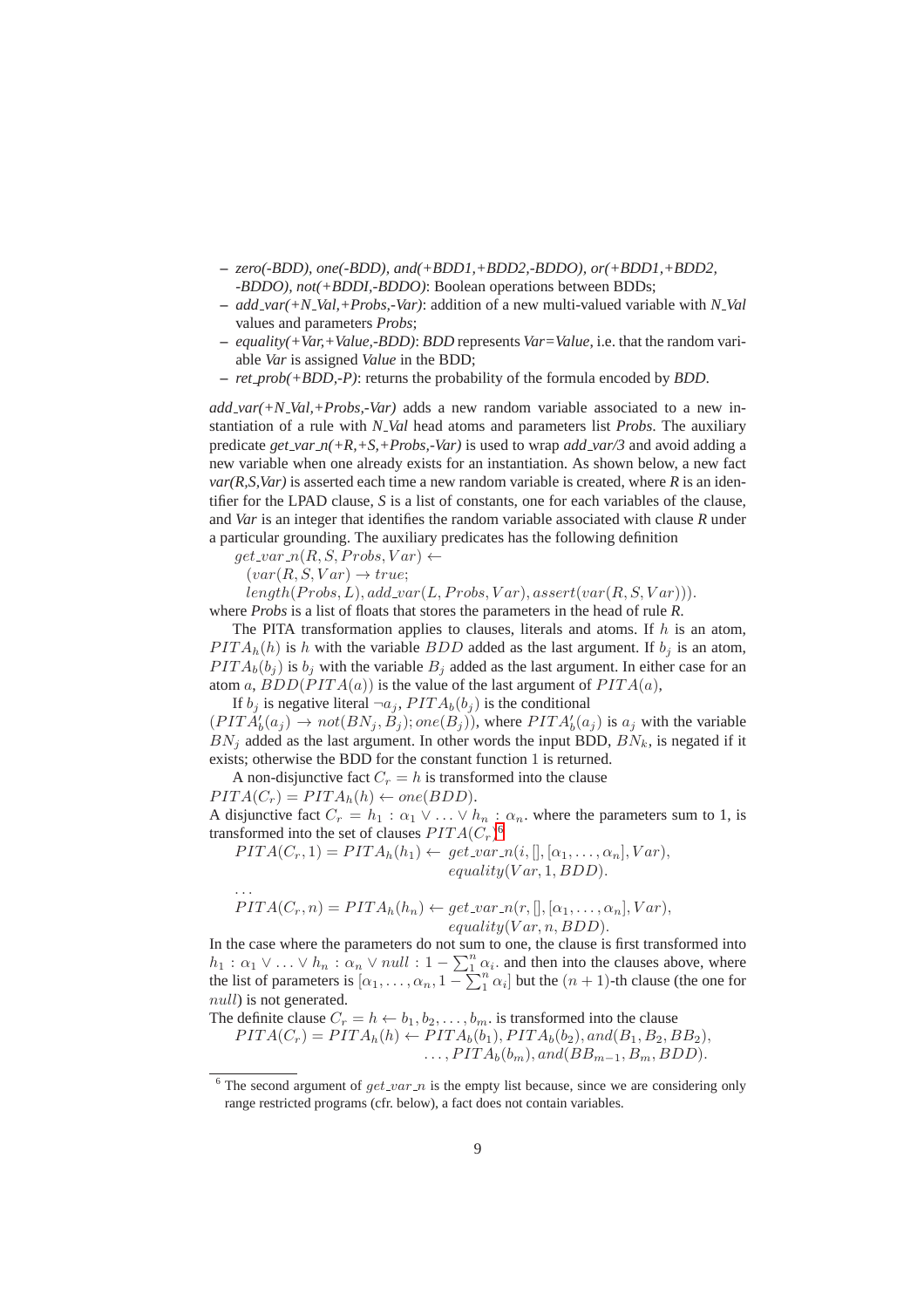- *zero(-BDD), one(-BDD), and(+BDD1,+BDD2,-BDDO), or(+BDD1,+BDD2, -BDDO), not(+BDDI,-BDDO)*: Boolean operations between BDDs;
- *add_var(+N_Val,+Probs,-Var)*: addition of a new multi-valued variable with *N_Val* values and parameters *Probs*;
- *equality(+Var,+Value,-BDD)*: *BDD* represents *Var=Value*, i.e. that the random variable *Var* is assigned *Value* in the BDD;
- *ret_prob(+BDD,-P)*: returns the probability of the formula encoded by *BDD*.

*add_var(+N_Val,+Probs,-Var)* adds a new random variable associated to a new instantiation of a rule with *N_Val* head atoms and parameters list *Probs*. The auxiliary predicate *get_var_n(+R,+S,+Probs,-Var)* is used to wrap *add_var/3* and avoid adding a new variable when one already exists for an instantiation. As shown below, a new fact *var(R,S,Var)* is asserted each time a new random variable is created, where *R* is an identifier for the LPAD clause, *S* is a list of constants, one for each variables of the clause, and *Var* is an integer that identifies the random variable associated with clause *R* under a particular grounding. The auxiliary predicates has the following definition

$get\_var\_n(R, S, Probs, Var) \leftarrow$
$\quad (var(R, S, Var) \rightarrow true;$
$\quad length(Probs, L), add\_var(L, Probs, Var), assert(var(R, S, Var))).$

where *Probs* is a list of floats that stores the parameters in the head of rule *R*.

The PITA transformation applies to clauses, literals and atoms. If $h$ is an atom, $PITA_h(h)$ is $h$ with the variable $BDD$ added as the last argument. If $b_j$ is an atom, $PITA_b(b_j)$ is $b_j$ with the variable $B_j$ added as the last argument. In either case for an atom $a$, $BDD(PITA(a))$ is the value of the last argument of $PITA(a)$,

If $b_j$ is negative literal $\neg a_j$, $PITA_b(b_j)$ is the conditional $(PITA'_b(a_j) \rightarrow not(BN_j, B_j); one(B_j))$, where $PITA'_b(a_j)$ is $a_j$ with the variable $BN_j$ added as the last argument. In other words the input BDD, $BN_k$, is negated if it exists; otherwise the BDD for the constant function 1 is returned.

A non-disjunctive fact $C_r = h$ is transformed into the clause
$PITA(C_r) = PITA_h(h) \leftarrow one(BDD)$.

A disjunctive fact $C_r = h_1 : \alpha_1 \vee \ldots \vee h_n : \alpha_n$. where the parameters sum to 1, is transformed into the set of clauses $PITA(C_r)$[6]

$$PITA(C_r, 1) = PITA_h(h_1) \leftarrow get\_var\_n(i, [], [\alpha_1, \ldots, \alpha_n], Var),\; equality(Var, 1, BDD).$$

$$\ldots$$

$$PITA(C_r, n) = PITA_h(h_n) \leftarrow get\_var\_n(r, [], [\alpha_1, \ldots, \alpha_n], Var),\; equality(Var, n, BDD).$$

In the case where the parameters do not sum to one, the clause is first transformed into $h_1 : \alpha_1 \vee \ldots \vee h_n : \alpha_n \vee null : 1 - \sum_1^n \alpha_i$. and then into the clauses above, where the list of parameters is $[\alpha_1, \ldots, \alpha_n, 1 - \sum_1^n \alpha_i]$ but the $(n+1)$-th clause (the one for $null$) is not generated.

The definite clause $C_r = h \leftarrow b_1, b_2, \ldots, b_m$. is transformed into the clause

$$PITA(C_r) = PITA_h(h) \leftarrow PITA_b(b_1), PITA_b(b_2), and(B_1, B_2, BB_2), \ldots, PITA_b(b_m), and(BB_{m-1}, B_m, BDD).$$

[6] The second argument of $get\_var\_n$ is the empty list because, since we are considering only range restricted programs (cfr. below), a fact does not contain variables.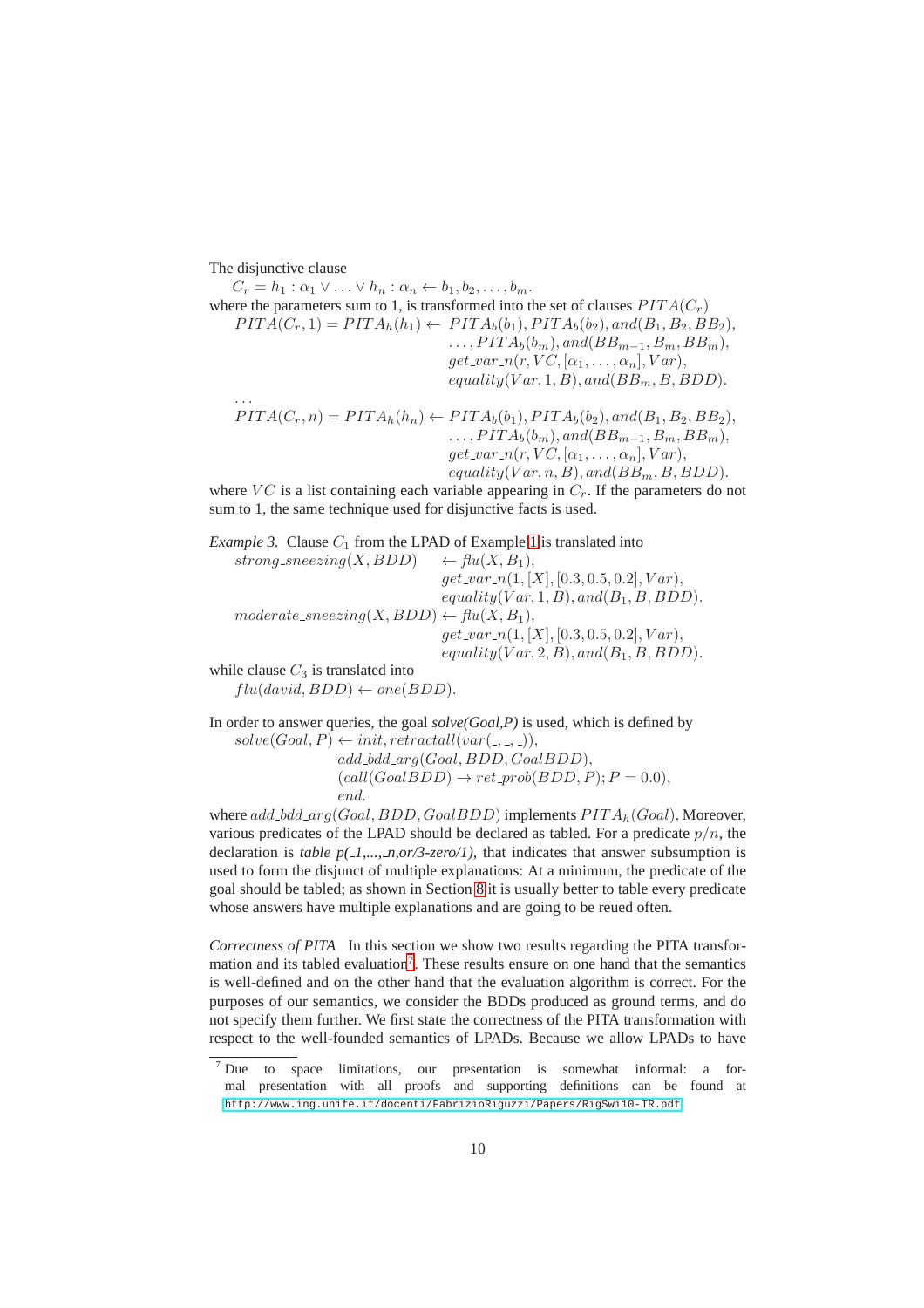The disjunctive clause

$$C_r = h_1 : \alpha_1 \vee \ldots \vee h_n : \alpha_n \leftarrow b_1, b_2, \ldots, b_m.$$

where the parameters sum to 1, is transformed into the set of clauses $PITA(C_r)$

$$\begin{aligned}
PITA(C_r, 1) = PITA_h(h_1) \leftarrow\ & PITA_b(b_1), PITA_b(b_2), and(B_1, B_2, BB_2),\\
& \ldots, PITA_b(b_m), and(BB_{m-1}, B_m, BB_m),\\
& get\_var\_n(r, VC, [\alpha_1, \ldots, \alpha_n], Var),\\
& equality(Var, 1, B), and(BB_m, B, BDD).\\
\ldots &\\
PITA(C_r, n) = PITA_h(h_n) \leftarrow\ & PITA_b(b_1), PITA_b(b_2), and(B_1, B_2, BB_2),\\
& \ldots, PITA_b(b_m), and(BB_{m-1}, B_m, BB_m),\\
& get\_var\_n(r, VC, [\alpha_1, \ldots, \alpha_n], Var),\\
& equality(Var, n, B), and(BB_m, B, BDD).
\end{aligned}$$

where $VC$ is a list containing each variable appearing in $C_r$. If the parameters do not sum to 1, the same technique used for disjunctive facts is used.

*Example 3.* Clause $C_1$ from the LPAD of Example 1 is translated into

$$\begin{aligned}
strong\_sneezing(X, BDD) \leftarrow\ & flu(X, B_1),\\
& get\_var\_n(1, [X], [0.3, 0.5, 0.2], Var),\\
& equality(Var, 1, B), and(B_1, B, BDD).\\
moderate\_sneezing(X, BDD) \leftarrow\ & flu(X, B_1),\\
& get\_var\_n(1, [X], [0.3, 0.5, 0.2], Var),\\
& equality(Var, 2, B), and(B_1, B, BDD).
\end{aligned}$$

while clause $C_3$ is translated into

$$flu(david, BDD) \leftarrow one(BDD).$$

In order to answer queries, the goal *solve(Goal,P)* is used, which is defined by

$$\begin{aligned}
solve(Goal, P) \leftarrow\ & init, retractall(var(\_, \_, \_)),\\
& add\_bdd\_arg(Goal, BDD, GoalBDD),\\
& (call(GoalBDD) \rightarrow ret\_prob(BDD, P); P = 0.0),\\
& end.
\end{aligned}$$

where $add\_bdd\_arg(Goal, BDD, GoalBDD)$ implements $PITA_h(Goal)$. Moreover, various predicates of the LPAD should be declared as tabled. For a predicate $p/n$, the declaration is *table p(_1,...,_n,or/3-zero/1)*, that indicates that answer subsumption is used to form the disjunct of multiple explanations: At a minimum, the predicate of the goal should be tabled; as shown in Section 8 it is usually better to table every predicate whose answers have multiple explanations and are going to be reued often.

*Correctness of PITA* In this section we show two results regarding the PITA transformation and its tabled evaluation[7]. These results ensure on one hand that the semantics is well-defined and on the other hand that the evaluation algorithm is correct. For the purposes of our semantics, we consider the BDDs produced as ground terms, and do not specify them further. We first state the correctness of the PITA transformation with respect to the well-founded semantics of LPADs. Because we allow LPADs to have

[7] Due to space limitations, our presentation is somewhat informal: a formal presentation with all proofs and supporting definitions can be found at http://www.ing.unife.it/docenti/FabrizioRiguzzi/Papers/RigSwi10-TR.pdf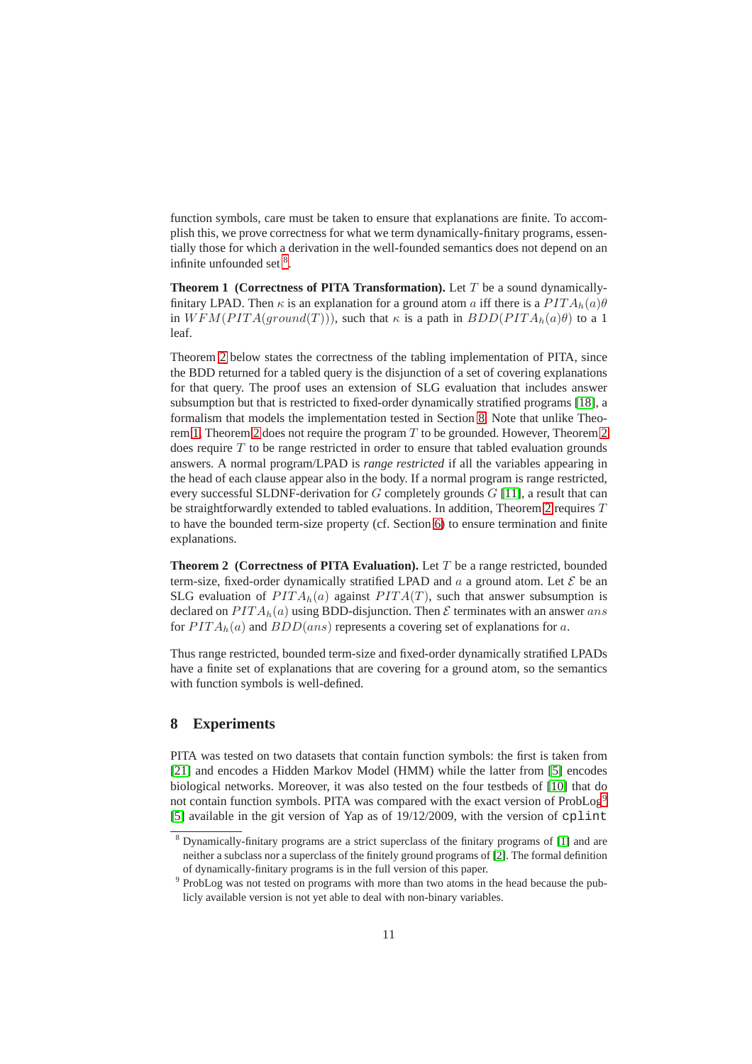function symbols, care must be taken to ensure that explanations are finite. To accomplish this, we prove correctness for what we term dynamically-finitary programs, essentially those for which a derivation in the well-founded semantics does not depend on an infinite unfounded set [8].

**Theorem 1 (Correctness of PITA Transformation).** Let $T$ be a sound dynamically-finitary LPAD. Then $\kappa$ is an explanation for a ground atom $a$ iff there is a $PITA_h(a)\theta$ in $WFM(PITA(ground(T)))$, such that $\kappa$ is a path in $BDD(PITA_h(a)\theta)$ to a 1 leaf.

Theorem 2 below states the correctness of the tabling implementation of PITA, since the BDD returned for a tabled query is the disjunction of a set of covering explanations for that query. The proof uses an extension of SLG evaluation that includes answer subsumption but that is restricted to fixed-order dynamically stratified programs [18], a formalism that models the implementation tested in Section 8. Note that unlike Theorem 1, Theorem 2 does not require the program $T$ to be grounded. However, Theorem 2 does require $T$ to be range restricted in order to ensure that tabled evaluation grounds answers. A normal program/LPAD is *range restricted* if all the variables appearing in the head of each clause appear also in the body. If a normal program is range restricted, every successful SLDNF-derivation for $G$ completely grounds $G$ [11], a result that can be straightforwardly extended to tabled evaluations. In addition, Theorem 2 requires $T$ to have the bounded term-size property (cf. Section 6) to ensure termination and finite explanations.

**Theorem 2 (Correctness of PITA Evaluation).** Let $T$ be a range restricted, bounded term-size, fixed-order dynamically stratified LPAD and $a$ a ground atom. Let $\mathcal{E}$ be an SLG evaluation of $PITA_h(a)$ against $PITA(T)$, such that answer subsumption is declared on $PITA_h(a)$ using BDD-disjunction. Then $\mathcal{E}$ terminates with an answer $ans$ for $PITA_h(a)$ and $BDD(ans)$ represents a covering set of explanations for $a$.

Thus range restricted, bounded term-size and fixed-order dynamically stratified LPADs have a finite set of explanations that are covering for a ground atom, so the semantics with function symbols is well-defined.

## 8 Experiments

PITA was tested on two datasets that contain function symbols: the first is taken from [21] and encodes a Hidden Markov Model (HMM) while the latter from [5] encodes biological networks. Moreover, it was also tested on the four testbeds of [10] that do not contain function symbols. PITA was compared with the exact version of ProbLog[9] [5] available in the git version of Yap as of 19/12/2009, with the version of `cplint`

[8] Dynamically-finitary programs are a strict superclass of the finitary programs of [1] and are neither a subclass nor a superclass of the finitely ground programs of [2]. The formal definition of dynamically-finitary programs is in the full version of this paper.

[9] ProbLog was not tested on programs with more than two atoms in the head because the publicly available version is not yet able to deal with non-binary variables.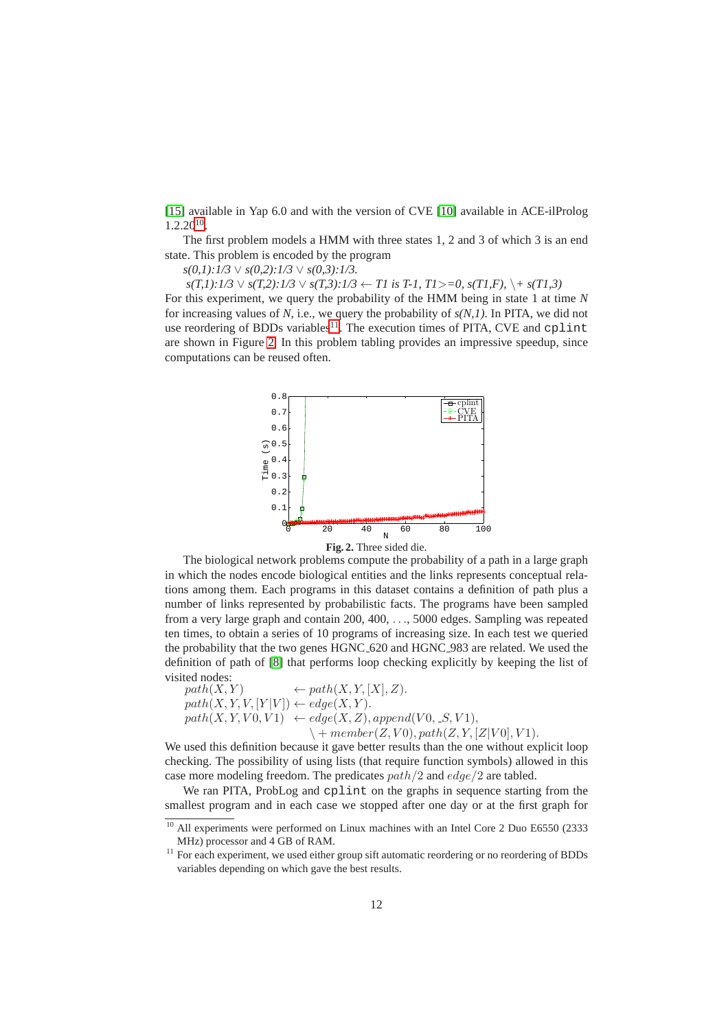[15] available in Yap 6.0 and with the version of CVE [10] available in ACE-ilProlog 1.2.20[10].

The first problem models a HMM with three states 1, 2 and 3 of which 3 is an end state. This problem is encoded by the program

*s(0,1):1/3* $\vee$ *s(0,2):1/3* $\vee$ *s(0,3):1/3.*

*s(T,1):1/3* $\vee$ *s(T,2):1/3* $\vee$ *s(T,3):1/3* $\leftarrow$ *T1 is T-1, T1>=0, s(T1,F), \+ s(T1,3)*

For this experiment, we query the probability of the HMM being in state 1 at time *N* for increasing values of *N*, i.e., we query the probability of *s(N,1)*. In PITA, we did not use reordering of BDDs variables[11]. The execution times of PITA, CVE and `cplint` are shown in Figure 2. In this problem tabling provides an impressive speedup, since computations can be reused often.

**Fig. 2.** Three sided die.

The biological network problems compute the probability of a path in a large graph in which the nodes encode biological entities and the links represents conceptual relations among them. Each programs in this dataset contains a definition of path plus a number of links represented by probabilistic facts. The programs have been sampled from a very large graph and contain 200, 400, ..., 5000 edges. Sampling was repeated ten times, to obtain a series of 10 programs of increasing size. In each test we queried the probability that the two genes HGNC_620 and HGNC_983 are related. We used the definition of path of [8] that performs loop checking explicitly by keeping the list of visited nodes:

$$
\begin{aligned}
&path(X, Y) &&\leftarrow path(X, Y, [X], Z).\\
&path(X, Y, V, [Y|V]) &&\leftarrow edge(X, Y).\\
&path(X, Y, V0, V1) &&\leftarrow edge(X, Z), append(V0, \_S, V1),\\
& &&\quad \backslash + member(Z, V0), path(Z, Y, [Z|V0], V1).
\end{aligned}
$$

We used this definition because it gave better results than the one without explicit loop checking. The possibility of using lists (that require function symbols) allowed in this case more modeling freedom. The predicates $path/2$ and $edge/2$ are tabled.

We ran PITA, ProbLog and `cplint` on the graphs in sequence starting from the smallest program and in each case we stopped after one day or at the first graph for

[10] All experiments were performed on Linux machines with an Intel Core 2 Duo E6550 (2333 MHz) processor and 4 GB of RAM.

[11] For each experiment, we used either group sift automatic reordering or no reordering of BDDs variables depending on which gave the best results.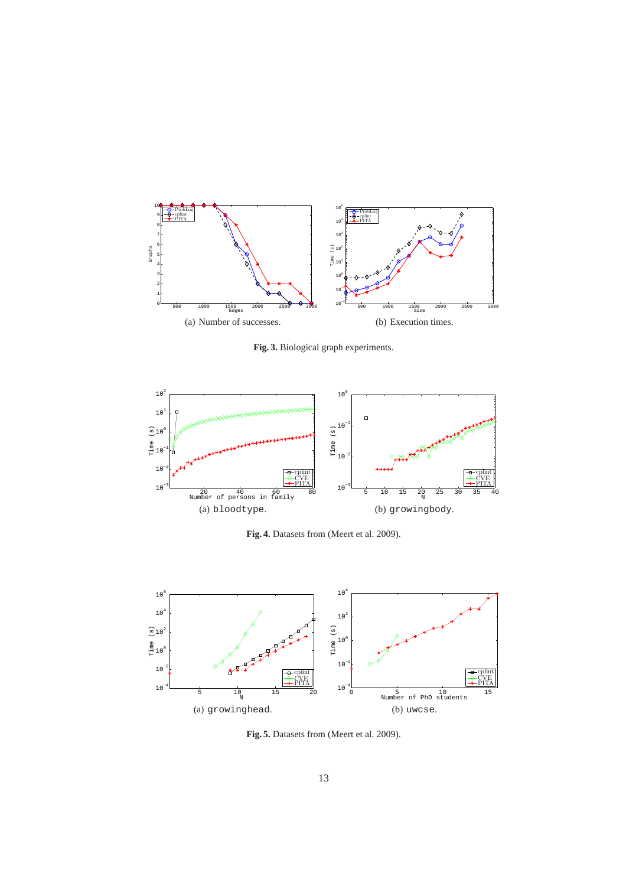(a) Number of successes.

(b) Execution times.

**Fig. 3.** Biological graph experiments.

(a) `bloodtype`.

(b) `growingbody`.

**Fig. 4.** Datasets from (Meert et al. 2009).

(a) `growinghead`.

(b) `uwcse`.

**Fig. 5.** Datasets from (Meert et al. 2009).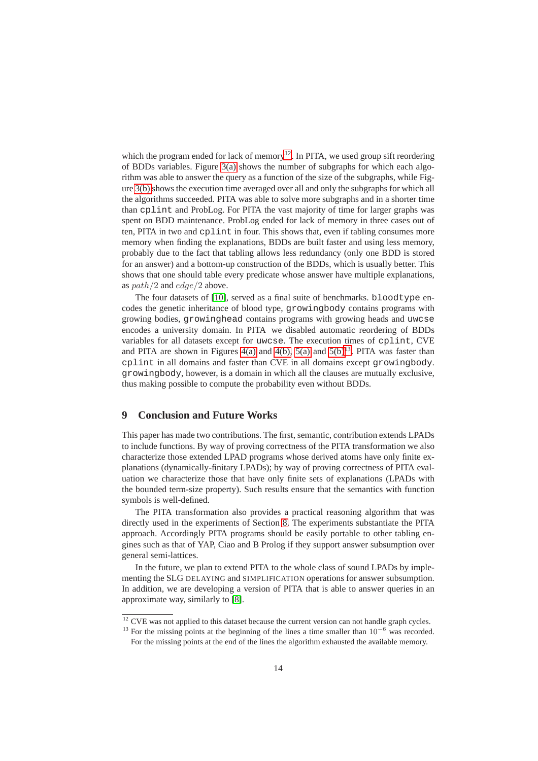which the program ended for lack of memory[12]. In PITA, we used group sift reordering of BDDs variables. Figure 3(a) shows the number of subgraphs for which each algorithm was able to answer the query as a function of the size of the subgraphs, while Figure 3(b) shows the execution time averaged over all and only the subgraphs for which all the algorithms succeeded. PITA was able to solve more subgraphs and in a shorter time than `cplint` and ProbLog. For PITA the vast majority of time for larger graphs was spent on BDD maintenance. ProbLog ended for lack of memory in three cases out of ten, PITA in two and `cplint` in four. This shows that, even if tabling consumes more memory when finding the explanations, BDDs are built faster and using less memory, probably due to the fact that tabling allows less redundancy (only one BDD is stored for an answer) and a bottom-up construction of the BDDs, which is usually better. This shows that one should table every predicate whose answer have multiple explanations, as $path/2$ and $edge/2$ above.

The four datasets of [10], served as a final suite of benchmarks. `bloodtype` encodes the genetic inheritance of blood type, `growingbody` contains programs with growing bodies, `growinghead` contains programs with growing heads and `uwcse` encodes a university domain. In PITA we disabled automatic reordering of BDDs variables for all datasets except for `uwcse`. The execution times of `cplint`, CVE and PITA are shown in Figures 4(a) and 4(b), 5(a) and 5(b)[13]. PITA was faster than `cplint` in all domains and faster than CVE in all domains except `growingbody`. `growingbody`, however, is a domain in which all the clauses are mutually exclusive, thus making possible to compute the probability even without BDDs.

## 9 Conclusion and Future Works

This paper has made two contributions. The first, semantic, contribution extends LPADs to include functions. By way of proving correctness of the PITA transformation we also characterize those extended LPAD programs whose derived atoms have only finite explanations (dynamically-finitary LPADs); by way of proving correctness of PITA evaluation we characterize those that have only finite sets of explanations (LPADs with the bounded term-size property). Such results ensure that the semantics with function symbols is well-defined.

The PITA transformation also provides a practical reasoning algorithm that was directly used in the experiments of Section 8. The experiments substantiate the PITA approach. Accordingly PITA programs should be easily portable to other tabling engines such as that of YAP, Ciao and B Prolog if they support answer subsumption over general semi-lattices.

In the future, we plan to extend PITA to the whole class of sound LPADs by implementing the SLG DELAYING and SIMPLIFICATION operations for answer subsumption. In addition, we are developing a version of PITA that is able to answer queries in an approximate way, similarly to [8].

---

[12] CVE was not applied to this dataset because the current version can not handle graph cycles.

[13] For the missing points at the beginning of the lines a time smaller than $10^{-6}$ was recorded. For the missing points at the end of the lines the algorithm exhausted the available memory.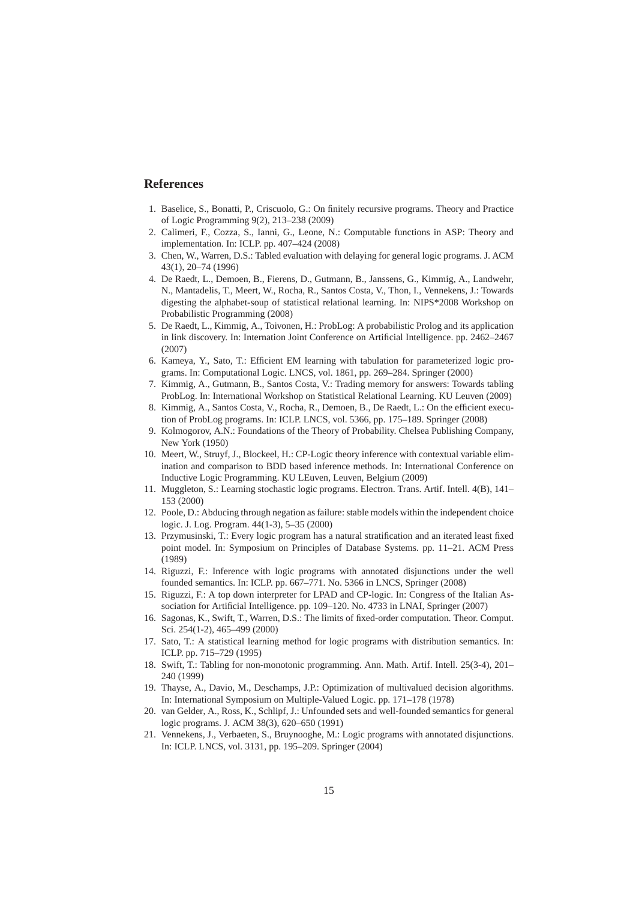## References

1. Baselice, S., Bonatti, P., Criscuolo, G.: On finitely recursive programs. Theory and Practice of Logic Programming 9(2), 213–238 (2009)
2. Calimeri, F., Cozza, S., Ianni, G., Leone, N.: Computable functions in ASP: Theory and implementation. In: ICLP. pp. 407–424 (2008)
3. Chen, W., Warren, D.S.: Tabled evaluation with delaying for general logic programs. J. ACM 43(1), 20–74 (1996)
4. De Raedt, L., Demoen, B., Fierens, D., Gutmann, B., Janssens, G., Kimmig, A., Landwehr, N., Mantadelis, T., Meert, W., Rocha, R., Santos Costa, V., Thon, I., Vennekens, J.: Towards digesting the alphabet-soup of statistical relational learning. In: NIPS*2008 Workshop on Probabilistic Programming (2008)
5. De Raedt, L., Kimmig, A., Toivonen, H.: ProbLog: A probabilistic Prolog and its application in link discovery. In: Internation Joint Conference on Artificial Intelligence. pp. 2462–2467 (2007)
6. Kameya, Y., Sato, T.: Efficient EM learning with tabulation for parameterized logic programs. In: Computational Logic. LNCS, vol. 1861, pp. 269–284. Springer (2000)
7. Kimmig, A., Gutmann, B., Santos Costa, V.: Trading memory for answers: Towards tabling ProbLog. In: International Workshop on Statistical Relational Learning. KU Leuven (2009)
8. Kimmig, A., Santos Costa, V., Rocha, R., Demoen, B., De Raedt, L.: On the efficient execution of ProbLog programs. In: ICLP. LNCS, vol. 5366, pp. 175–189. Springer (2008)
9. Kolmogorov, A.N.: Foundations of the Theory of Probability. Chelsea Publishing Company, New York (1950)
10. Meert, W., Struyf, J., Blockeel, H.: CP-Logic theory inference with contextual variable elimination and comparison to BDD based inference methods. In: International Conference on Inductive Logic Programming. KU LEuven, Leuven, Belgium (2009)
11. Muggleton, S.: Learning stochastic logic programs. Electron. Trans. Artif. Intell. 4(B), 141–153 (2000)
12. Poole, D.: Abducing through negation as failure: stable models within the independent choice logic. J. Log. Program. 44(1-3), 5–35 (2000)
13. Przymusinski, T.: Every logic program has a natural stratification and an iterated least fixed point model. In: Symposium on Principles of Database Systems. pp. 11–21. ACM Press (1989)
14. Riguzzi, F.: Inference with logic programs with annotated disjunctions under the well founded semantics. In: ICLP. pp. 667–771. No. 5366 in LNCS, Springer (2008)
15. Riguzzi, F.: A top down interpreter for LPAD and CP-logic. In: Congress of the Italian Association for Artificial Intelligence. pp. 109–120. No. 4733 in LNAI, Springer (2007)
16. Sagonas, K., Swift, T., Warren, D.S.: The limits of fixed-order computation. Theor. Comput. Sci. 254(1-2), 465–499 (2000)
17. Sato, T.: A statistical learning method for logic programs with distribution semantics. In: ICLP. pp. 715–729 (1995)
18. Swift, T.: Tabling for non-monotonic programming. Ann. Math. Artif. Intell. 25(3-4), 201–240 (1999)
19. Thayse, A., Davio, M., Deschamps, J.P.: Optimization of multivalued decision algorithms. In: International Symposium on Multiple-Valued Logic. pp. 171–178 (1978)
20. van Gelder, A., Ross, K., Schlipf, J.: Unfounded sets and well-founded semantics for general logic programs. J. ACM 38(3), 620–650 (1991)
21. Vennekens, J., Verbaeten, S., Bruynooghe, M.: Logic programs with annotated disjunctions. In: ICLP. LNCS, vol. 3131, pp. 195–209. Springer (2004)